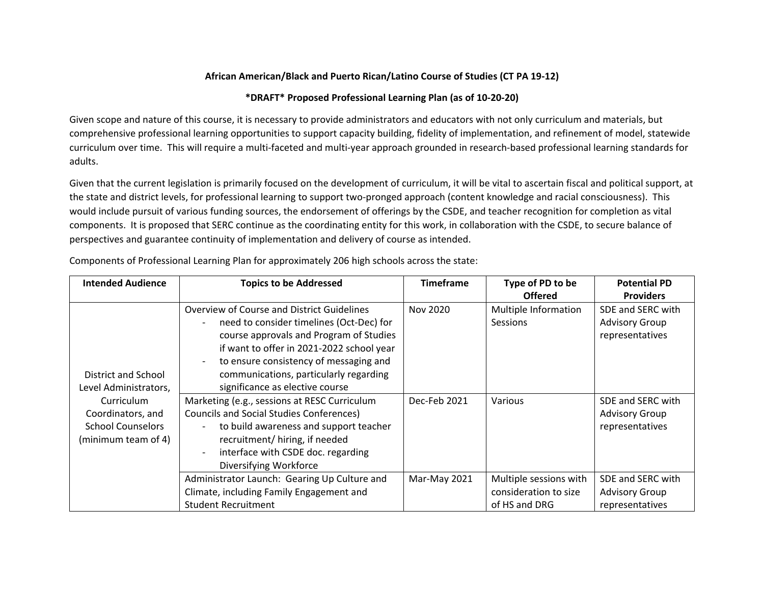**African American/Black and Puerto Rican/Latino Course of Studies (CT PA 19-12)**

**\*DRAFT\* Proposed Professional Learning Plan (as of 10-20-20)**

Given scope and nature of this course, it is necessary to provide administrators and educators with not only curriculum and materials, but comprehensive professional learning opportunities to support capacity building, fidelity of implementation, and refinement of model, statewide curriculum over time. This will require a multi-faceted and multi-year approach grounded in research-based professional learning standards for adults.

Given that the current legislation is primarily focused on the development of curriculum, it will be vital to ascertain fiscal and political support, at the state and district levels, for professional learning to support two-pronged approach (content knowledge and racial consciousness). This would include pursuit of various funding sources, the endorsement of offerings by the CSDE, and teacher recognition for completion as vital components. It is proposed that SERC continue as the coordinating entity for this work, in collaboration with the CSDE, to secure balance of perspectives and guarantee continuity of implementation and delivery of course as intended.

Components of Professional Learning Plan for approximately 206 high schools across the state:

| Intended Audience | Topics to be Addressed | Timeframe | Type of PD to be Offered | Potential PD Providers |
|---|---|---|---|---|
| District and School Level Administrators, Curriculum Coordinators, and School Counselors (minimum team of 4) | Overview of Course and District Guidelines<br>- need to consider timelines (Oct-Dec) for course approvals and Program of Studies if want to offer in 2021-2022 school year<br>- to ensure consistency of messaging and communications, particularly regarding significance as elective course | Nov 2020 | Multiple Information Sessions | SDE and SERC with Advisory Group representatives |
| | Marketing (e.g., sessions at RESC Curriculum Councils and Social Studies Conferences)<br>- to build awareness and support teacher recruitment/ hiring, if needed<br>- interface with CSDE doc. regarding Diversifying Workforce | Dec-Feb 2021 | Various | SDE and SERC with Advisory Group representatives |
| | Administrator Launch: Gearing Up Culture and Climate, including Family Engagement and Student Recruitment | Mar-May 2021 | Multiple sessions with consideration to size of HS and DRG | SDE and SERC with Advisory Group representatives |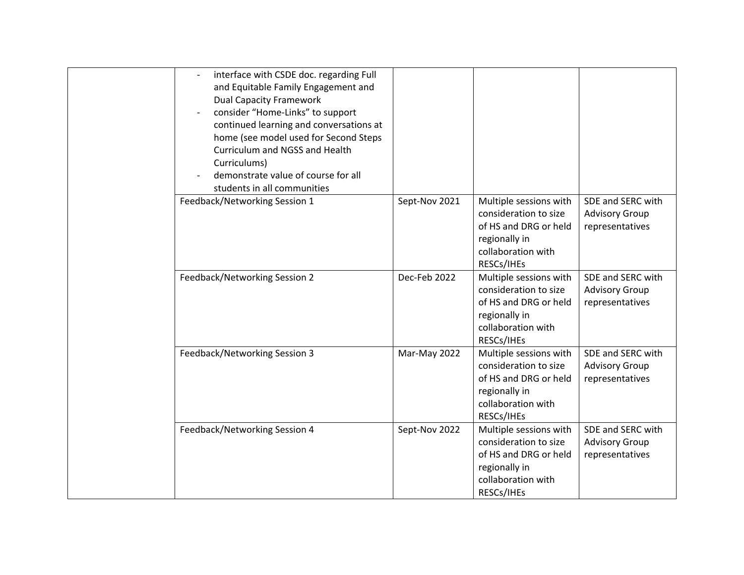| | | | | |
|---|---|---|---|---|
| | - interface with CSDE doc. regarding Full and Equitable Family Engagement and Dual Capacity Framework<br>- consider "Home-Links" to support continued learning and conversations at home (see model used for Second Steps Curriculum and NGSS and Health Curriculums)<br>- demonstrate value of course for all students in all communities | | | |
| | Feedback/Networking Session 1 | Sept-Nov 2021 | Multiple sessions with consideration to size of HS and DRG or held regionally in collaboration with RESCs/IHEs | SDE and SERC with Advisory Group representatives |
| | Feedback/Networking Session 2 | Dec-Feb 2022 | Multiple sessions with consideration to size of HS and DRG or held regionally in collaboration with RESCs/IHEs | SDE and SERC with Advisory Group representatives |
| | Feedback/Networking Session 3 | Mar-May 2022 | Multiple sessions with consideration to size of HS and DRG or held regionally in collaboration with RESCs/IHEs | SDE and SERC with Advisory Group representatives |
| | Feedback/Networking Session 4 | Sept-Nov 2022 | Multiple sessions with consideration to size of HS and DRG or held regionally in collaboration with RESCs/IHEs | SDE and SERC with Advisory Group representatives |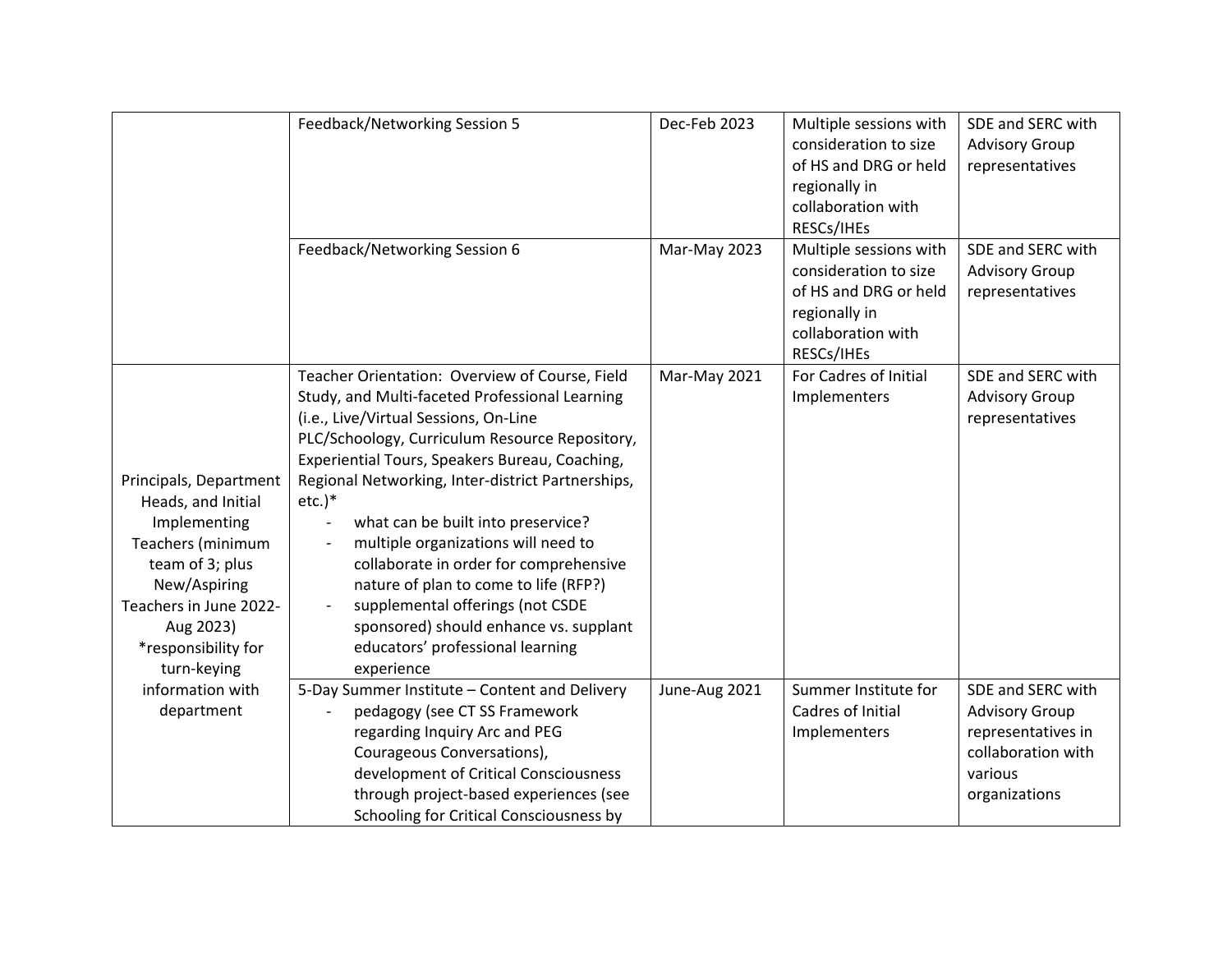| | | | | |
|---|---|---|---|---|
| | Feedback/Networking Session 5 | Dec-Feb 2023 | Multiple sessions with consideration to size of HS and DRG or held regionally in collaboration with RESCs/IHEs | SDE and SERC with Advisory Group representatives |
| | Feedback/Networking Session 6 | Mar-May 2023 | Multiple sessions with consideration to size of HS and DRG or held regionally in collaboration with RESCs/IHEs | SDE and SERC with Advisory Group representatives |
| Principals, Department Heads, and Initial Implementing Teachers (minimum team of 3; plus New/Aspiring Teachers in June 2022-Aug 2023) *responsibility for turn-keying information with department | Teacher Orientation: Overview of Course, Field Study, and Multi-faceted Professional Learning (i.e., Live/Virtual Sessions, On-Line PLC/Schoology, Curriculum Resource Repository, Experiential Tours, Speakers Bureau, Coaching, Regional Networking, Inter-district Partnerships, etc.)*<br>- what can be built into preservice?<br>- multiple organizations will need to collaborate in order for comprehensive nature of plan to come to life (RFP?)<br>- supplemental offerings (not CSDE sponsored) should enhance vs. supplant educators' professional learning experience | Mar-May 2021 | For Cadres of Initial Implementers | SDE and SERC with Advisory Group representatives |
| | 5-Day Summer Institute – Content and Delivery<br>- pedagogy (see CT SS Framework regarding Inquiry Arc and PEG Courageous Conversations), development of Critical Consciousness through project-based experiences (see Schooling for Critical Consciousness by | June-Aug 2021 | Summer Institute for Cadres of Initial Implementers | SDE and SERC with Advisory Group representatives in collaboration with various organizations |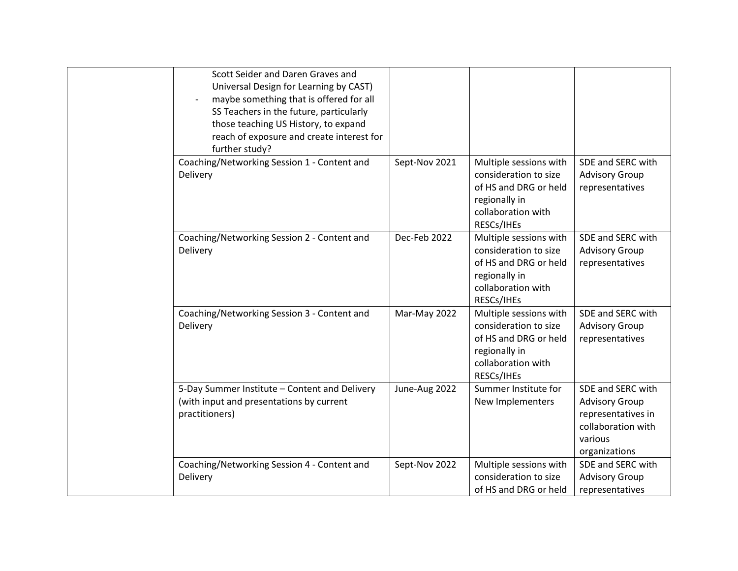| | | | | |
|---|---|---|---|---|
| | Scott Seider and Daren Graves and Universal Design for Learning by CAST)<br>- maybe something that is offered for all SS Teachers in the future, particularly those teaching US History, to expand reach of exposure and create interest for further study? | | | |
| | Coaching/Networking Session 1 - Content and Delivery | Sept-Nov 2021 | Multiple sessions with consideration to size of HS and DRG or held regionally in collaboration with RESCs/IHEs | SDE and SERC with Advisory Group representatives |
| | Coaching/Networking Session 2 - Content and Delivery | Dec-Feb 2022 | Multiple sessions with consideration to size of HS and DRG or held regionally in collaboration with RESCs/IHEs | SDE and SERC with Advisory Group representatives |
| | Coaching/Networking Session 3 - Content and Delivery | Mar-May 2022 | Multiple sessions with consideration to size of HS and DRG or held regionally in collaboration with RESCs/IHEs | SDE and SERC with Advisory Group representatives |
| | 5-Day Summer Institute – Content and Delivery (with input and presentations by current practitioners) | June-Aug 2022 | Summer Institute for New Implementers | SDE and SERC with Advisory Group representatives in collaboration with various organizations |
| | Coaching/Networking Session 4 - Content and Delivery | Sept-Nov 2022 | Multiple sessions with consideration to size of HS and DRG or held | SDE and SERC with Advisory Group representatives |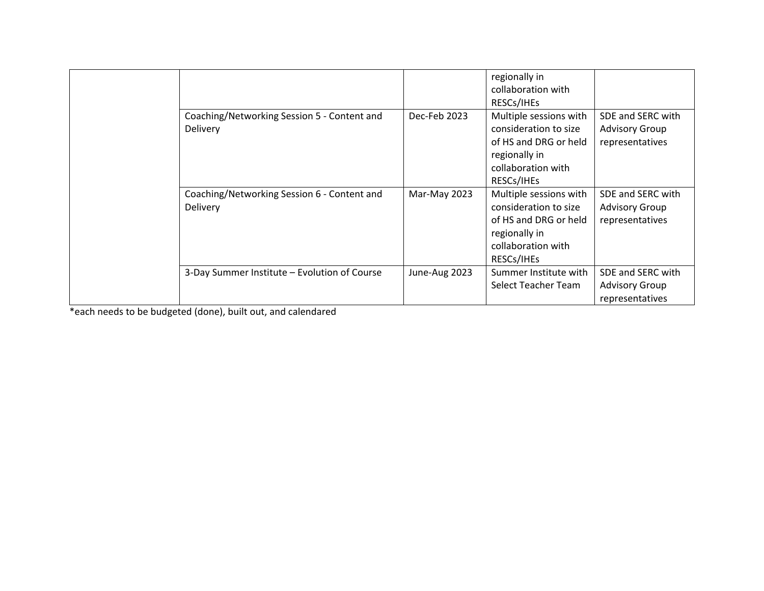| | | | | |
|---|---|---|---|---|
| | | | regionally in collaboration with RESCs/IHEs | |
| | Coaching/Networking Session 5 - Content and Delivery | Dec-Feb 2023 | Multiple sessions with consideration to size of HS and DRG or held regionally in collaboration with RESCs/IHEs | SDE and SERC with Advisory Group representatives |
| | Coaching/Networking Session 6 - Content and Delivery | Mar-May 2023 | Multiple sessions with consideration to size of HS and DRG or held regionally in collaboration with RESCs/IHEs | SDE and SERC with Advisory Group representatives |
| | 3-Day Summer Institute – Evolution of Course | June-Aug 2023 | Summer Institute with Select Teacher Team | SDE and SERC with Advisory Group representatives |

*each needs to be budgeted (done), built out, and calendared